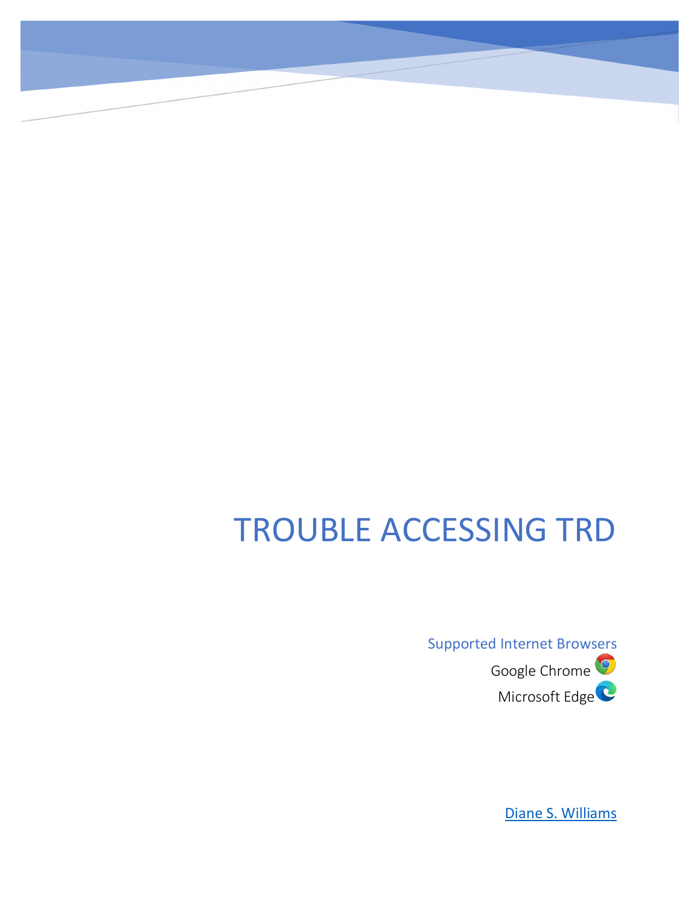# TROUBLE ACCESSING TRD

Supported Internet Browsers

Google Chrome

Microsoft Edge

Diane S. Williams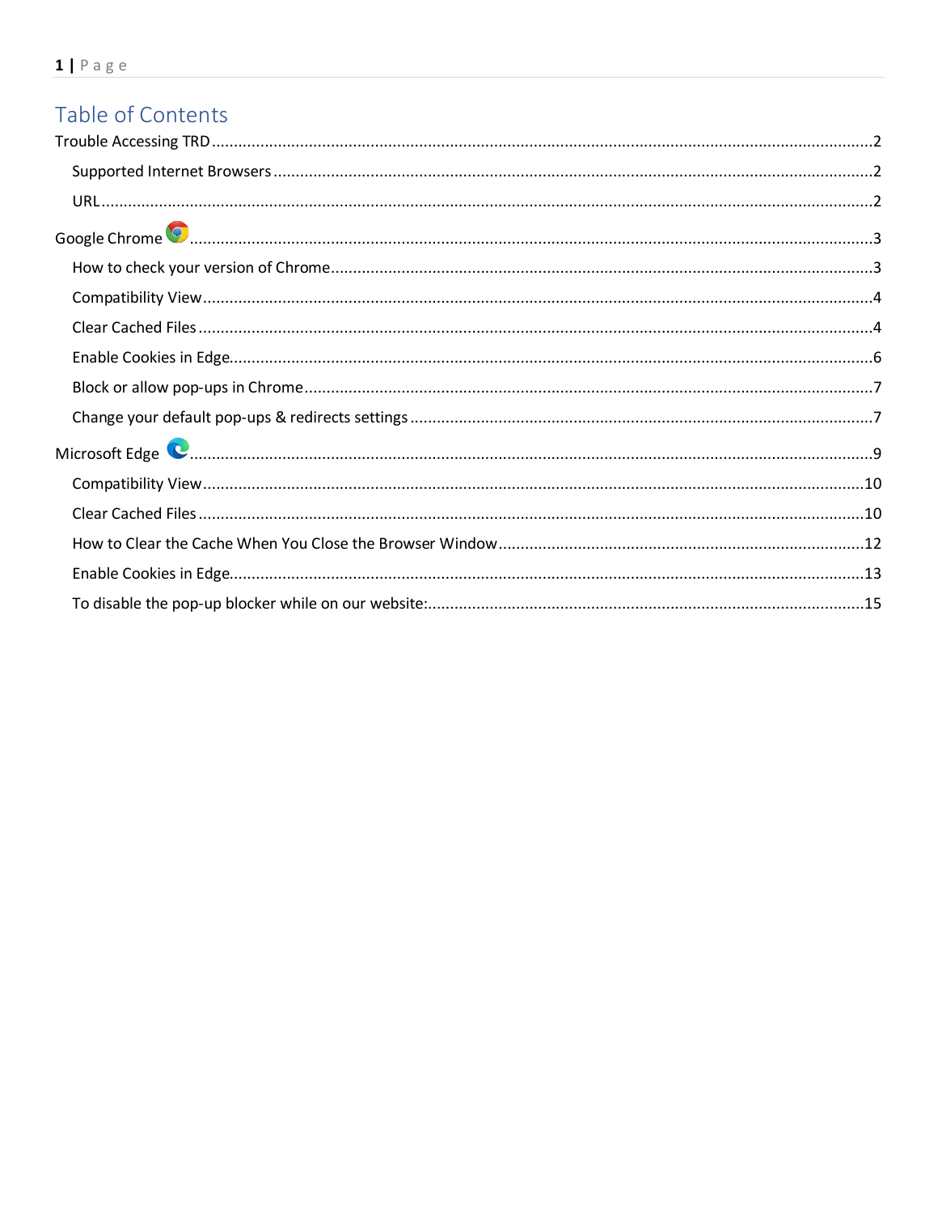# Table of Contents

Trouble Accessing TRD ........................................................ 2

- Supported Internet Browsers ........................................................ 2
- URL ........................................................ 2

Google Chrome ........................................................ 3

- How to check your version of Chrome ........................................................ 3
- Compatibility View ........................................................ 4
- Clear Cached Files ........................................................ 4
- Enable Cookies in Edge ........................................................ 6
- Block or allow pop-ups in Chrome ........................................................ 7
- Change your default pop-ups & redirects settings ........................................................ 7

Microsoft Edge ........................................................ 9

- Compatibility View ........................................................ 10
- Clear Cached Files ........................................................ 10
- How to Clear the Cache When You Close the Browser Window ........................................................ 12
- Enable Cookies in Edge ........................................................ 13
- To disable the pop-up blocker while on our website: ........................................................ 15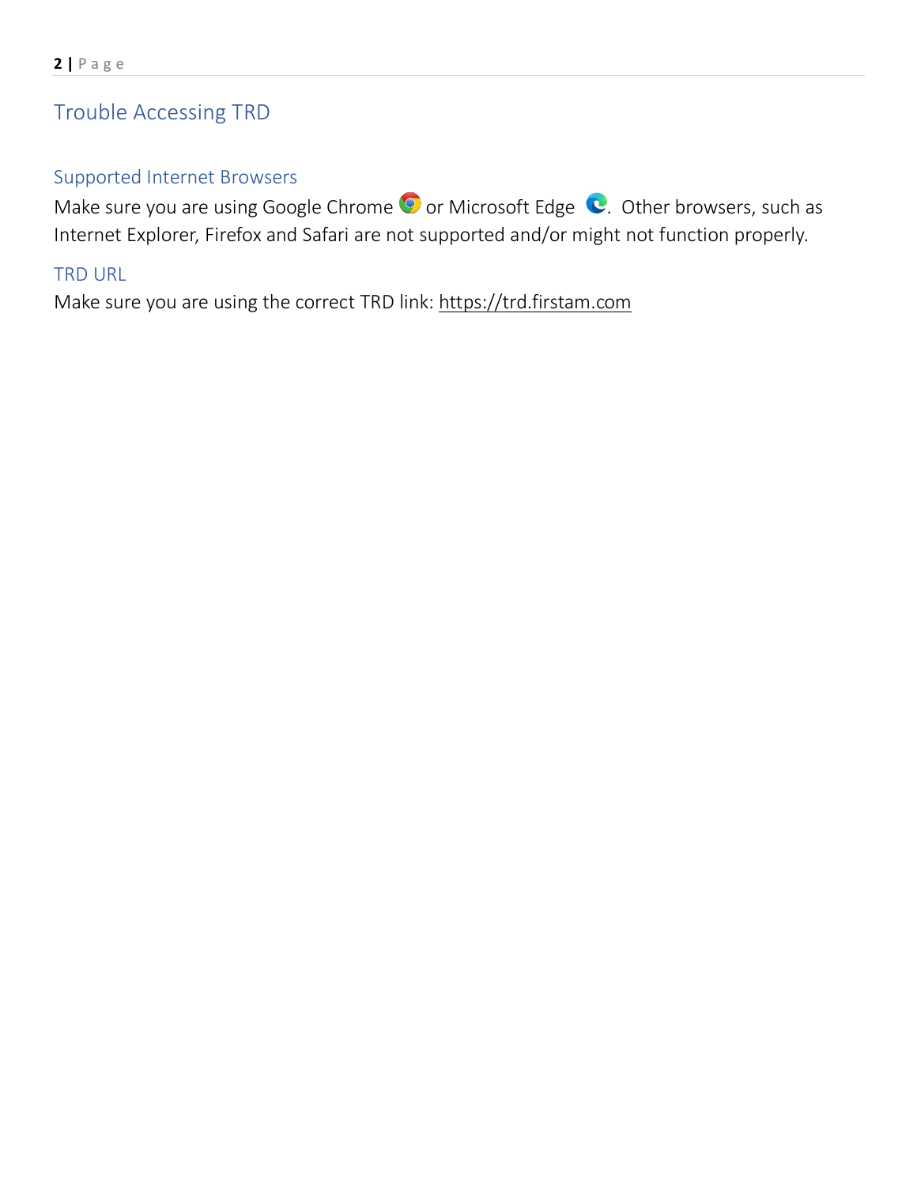## Trouble Accessing TRD

### Supported Internet Browsers

Make sure you are using Google Chrome or Microsoft Edge. Other browsers, such as Internet Explorer, Firefox and Safari are not supported and/or might not function properly.

### TRD URL

Make sure you are using the correct TRD link: https://trd.firstam.com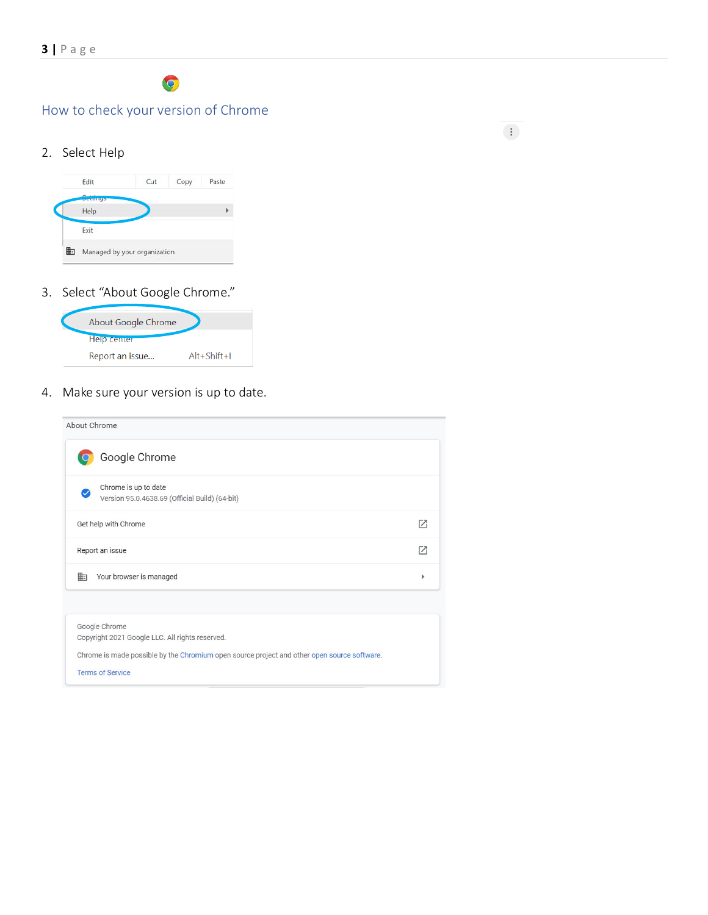## How to check your version of Chrome

2. Select Help

Edit | Cut | Copy | Paste

Settings

Help

Exit

Managed by your organization

3. Select "About Google Chrome."

About Google Chrome

Help center

Report an issue... Alt+Shift+I

4. Make sure your version is up to date.

About Chrome

Google Chrome

Chrome is up to date
Version 95.0.4638.69 (Official Build) (64-bit)

Get help with Chrome

Report an issue

Your browser is managed

Google Chrome
Copyright 2021 Google LLC. All rights reserved.

Chrome is made possible by the Chromium open source project and other open source software.

Terms of Service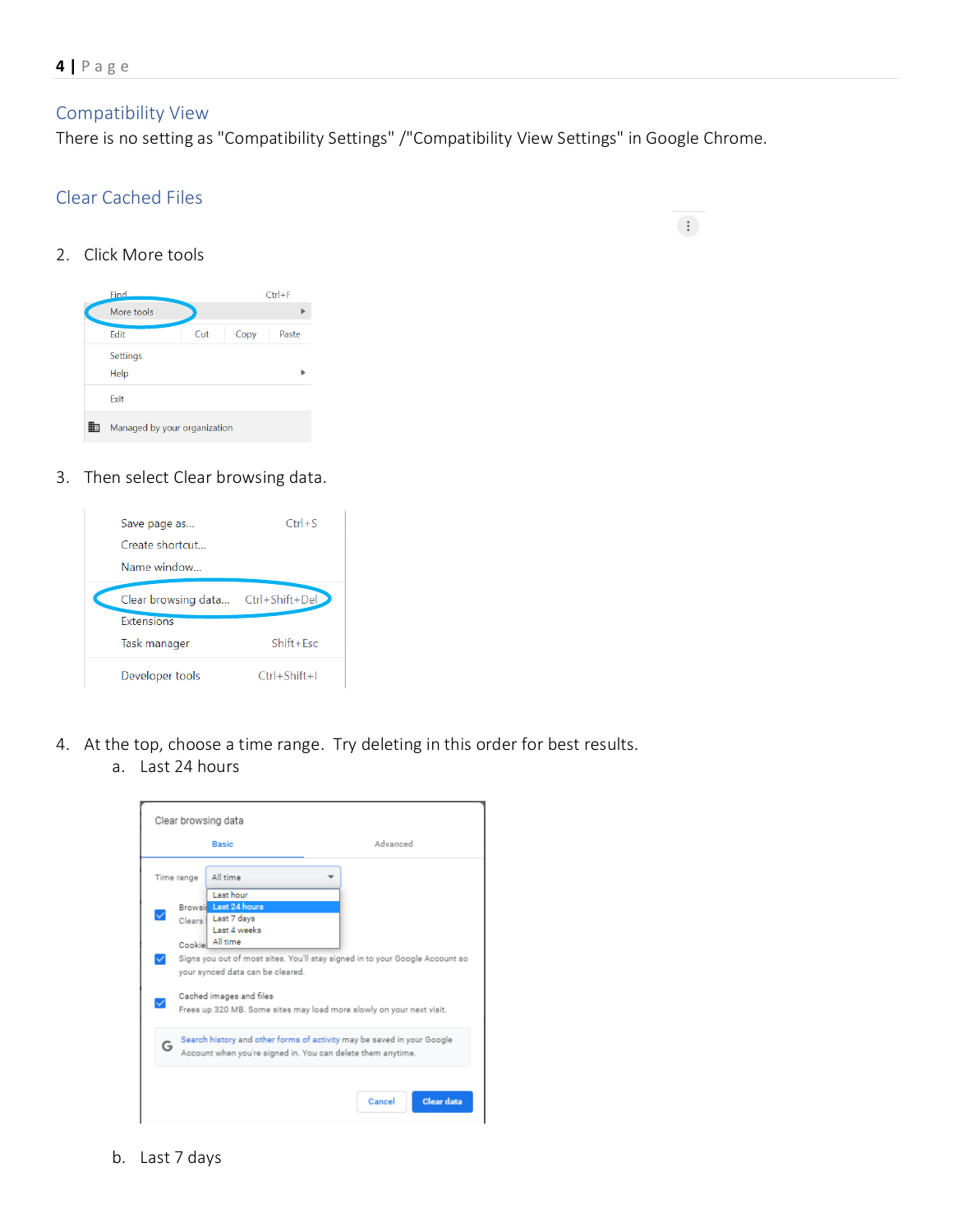## Compatibility View

There is no setting as "Compatibility Settings" /"Compatibility View Settings" in Google Chrome.

## Clear Cached Files

2. Click More tools

3. Then select Clear browsing data.

4. At the top, choose a time range. Try deleting in this order for best results.
   a. Last 24 hours

   b. Last 7 days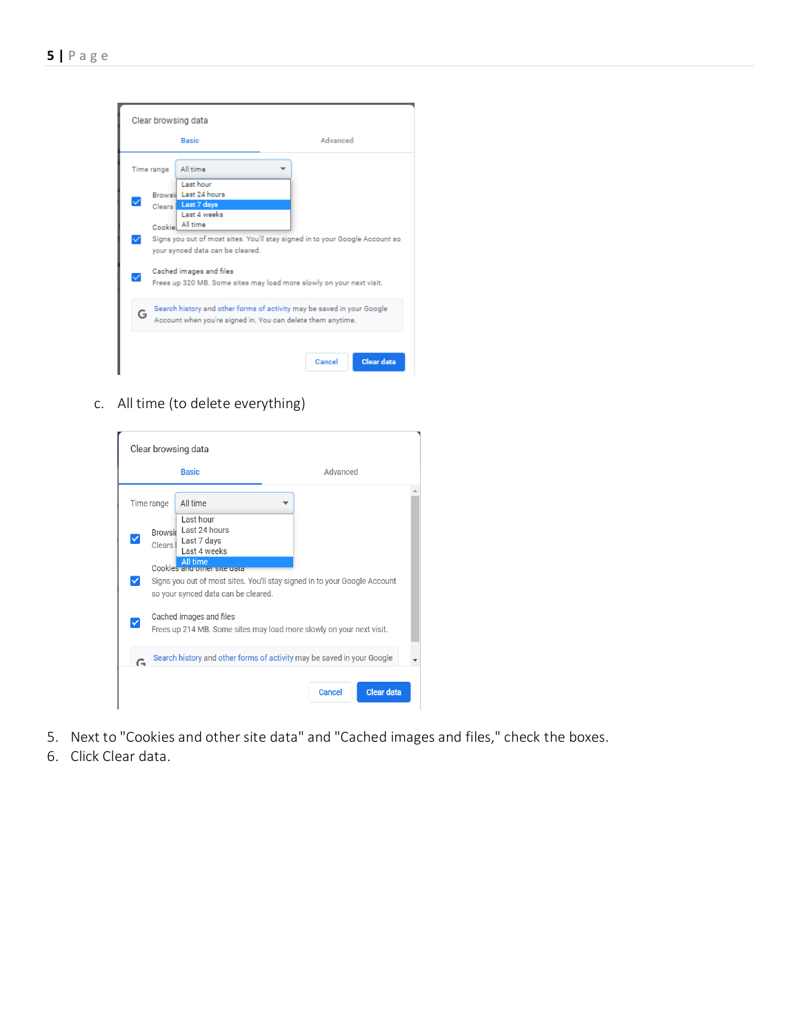c. All time (to delete everything)

5. Next to "Cookies and other site data" and "Cached images and files," check the boxes.
6. Click Clear data.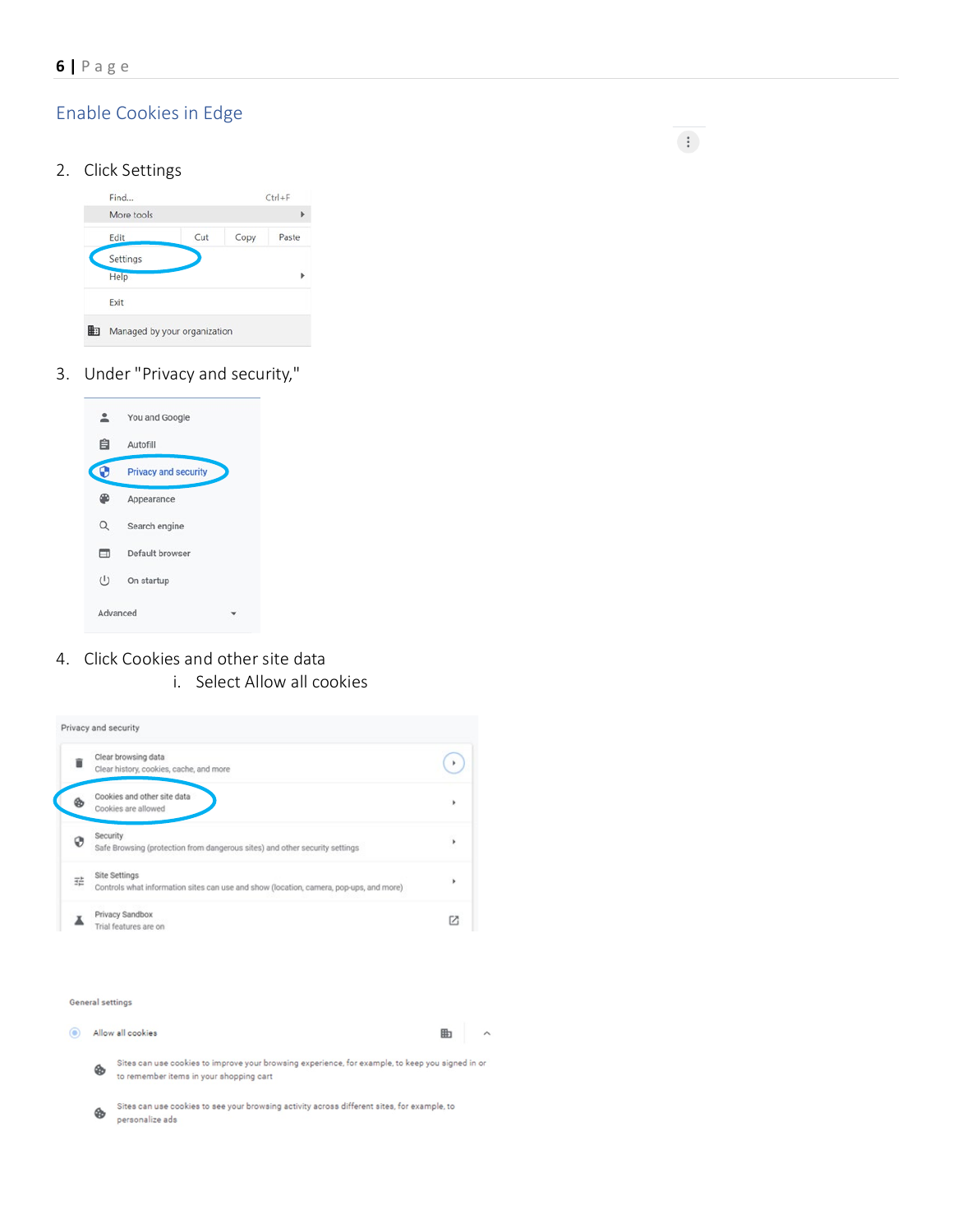## Enable Cookies in Edge

2. Click Settings

3. Under "Privacy and security,"

4. Click Cookies and other site data
    i. Select Allow all cookies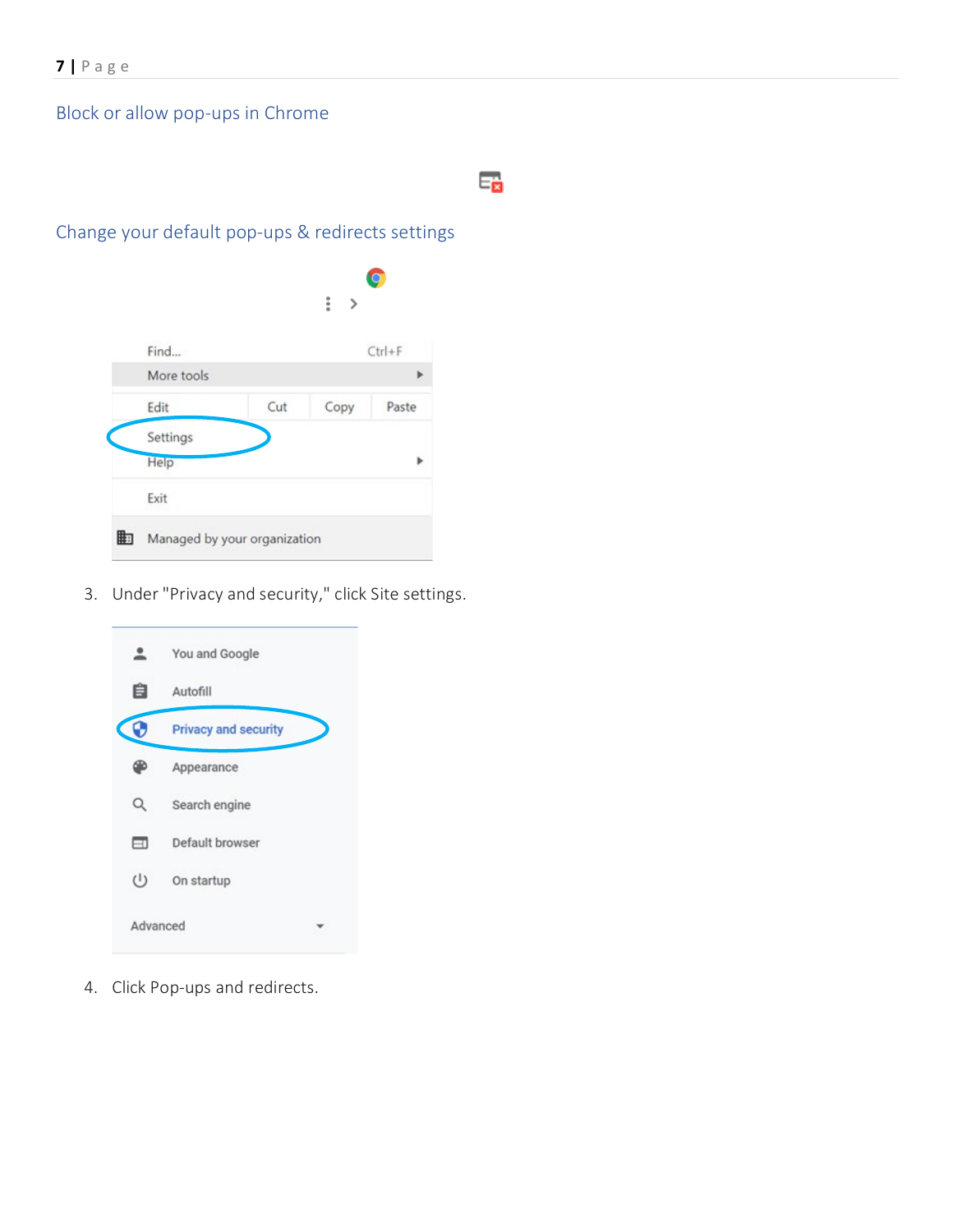## Block or allow pop-ups in Chrome

## Change your default pop-ups & redirects settings

3. Under "Privacy and security," click Site settings.

4. Click Pop-ups and redirects.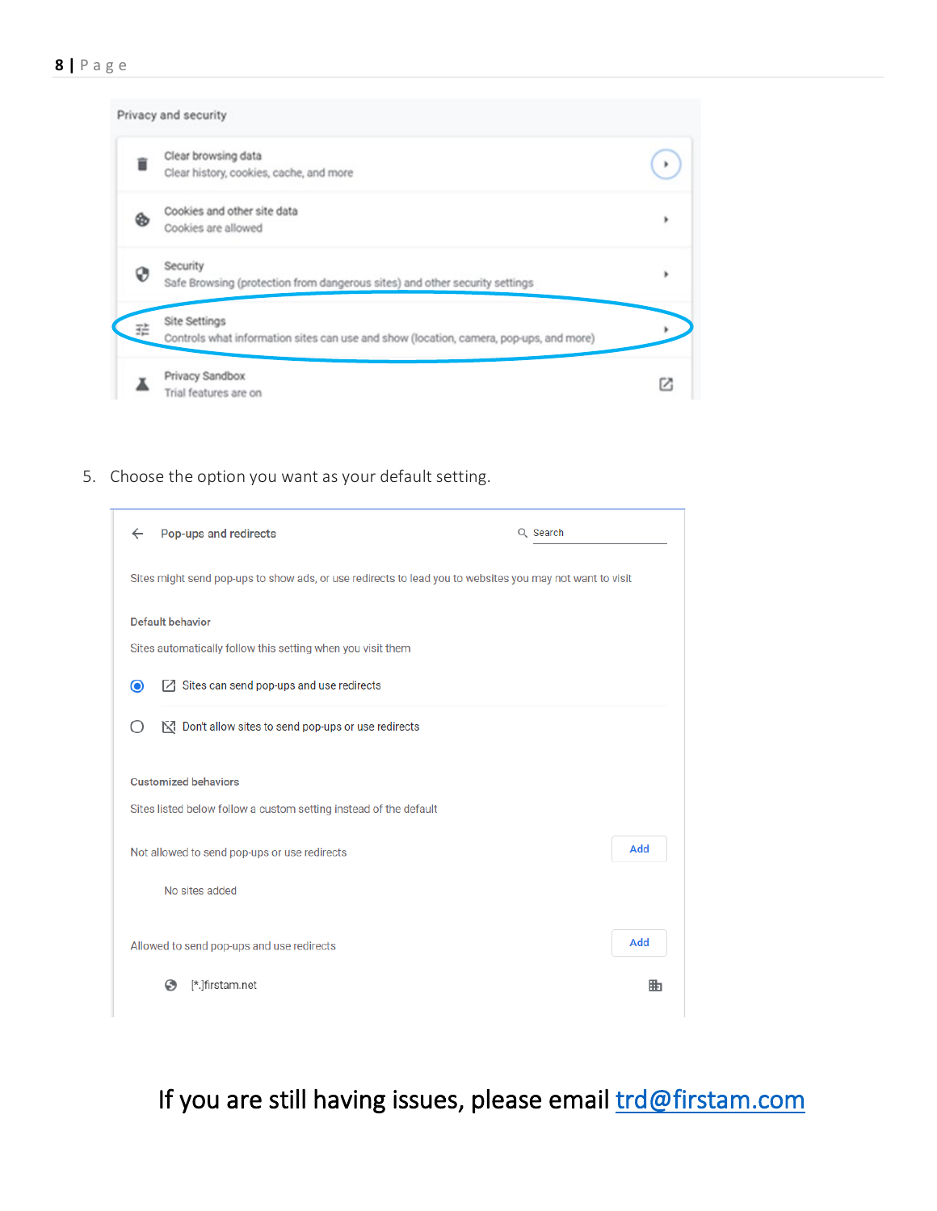5. Choose the option you want as your default setting.

If you are still having issues, please email [trd@firstam.com](mailto:trd@firstam.com)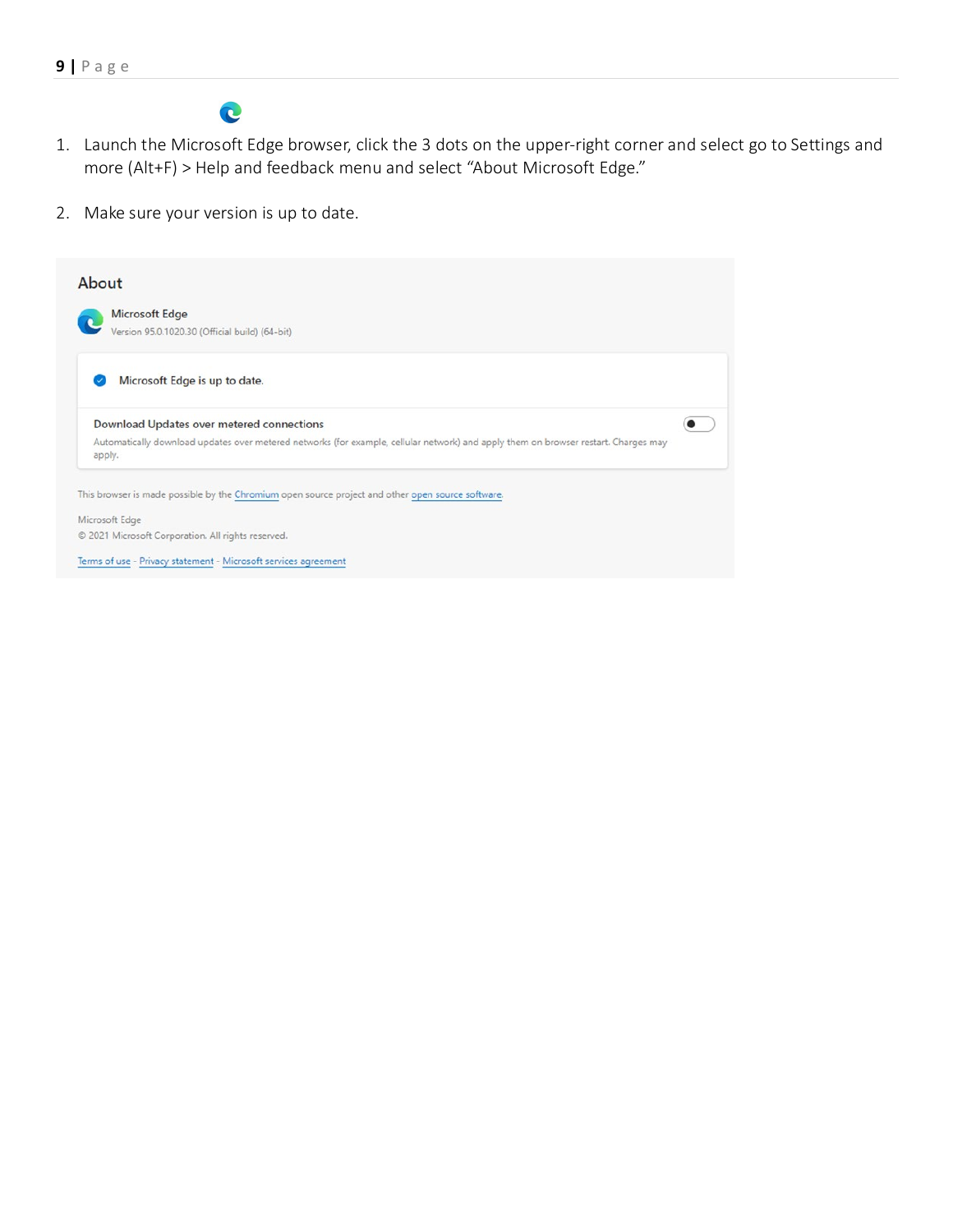1. Launch the Microsoft Edge browser, click the 3 dots on the upper-right corner and select go to Settings and more (Alt+F) > Help and feedback menu and select “About Microsoft Edge.”

2. Make sure your version is up to date.

## About

Microsoft Edge
Version 95.0.1020.30 (Official build) (64-bit)

Microsoft Edge is up to date.

**Download Updates over metered connections**
Automatically download updates over metered networks (for example, cellular network) and apply them on browser restart. Charges may apply.

This browser is made possible by the Chromium open source project and other open source software.

Microsoft Edge
© 2021 Microsoft Corporation. All rights reserved.

Terms of use - Privacy statement - Microsoft services agreement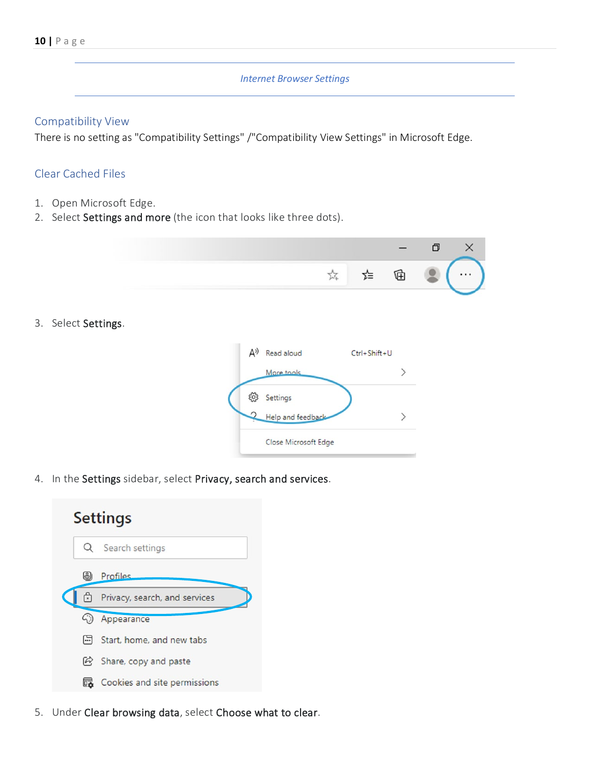*Internet Browser Settings*

## Compatibility View

There is no setting as "Compatibility Settings" /"Compatibility View Settings" in Microsoft Edge.

## Clear Cached Files

1. Open Microsoft Edge.
2. Select **Settings and more** (the icon that looks like three dots).
3. Select **Settings**.
4. In the **Settings** sidebar, select **Privacy, search and services**.
5. Under **Clear browsing data**, select **Choose what to clear**.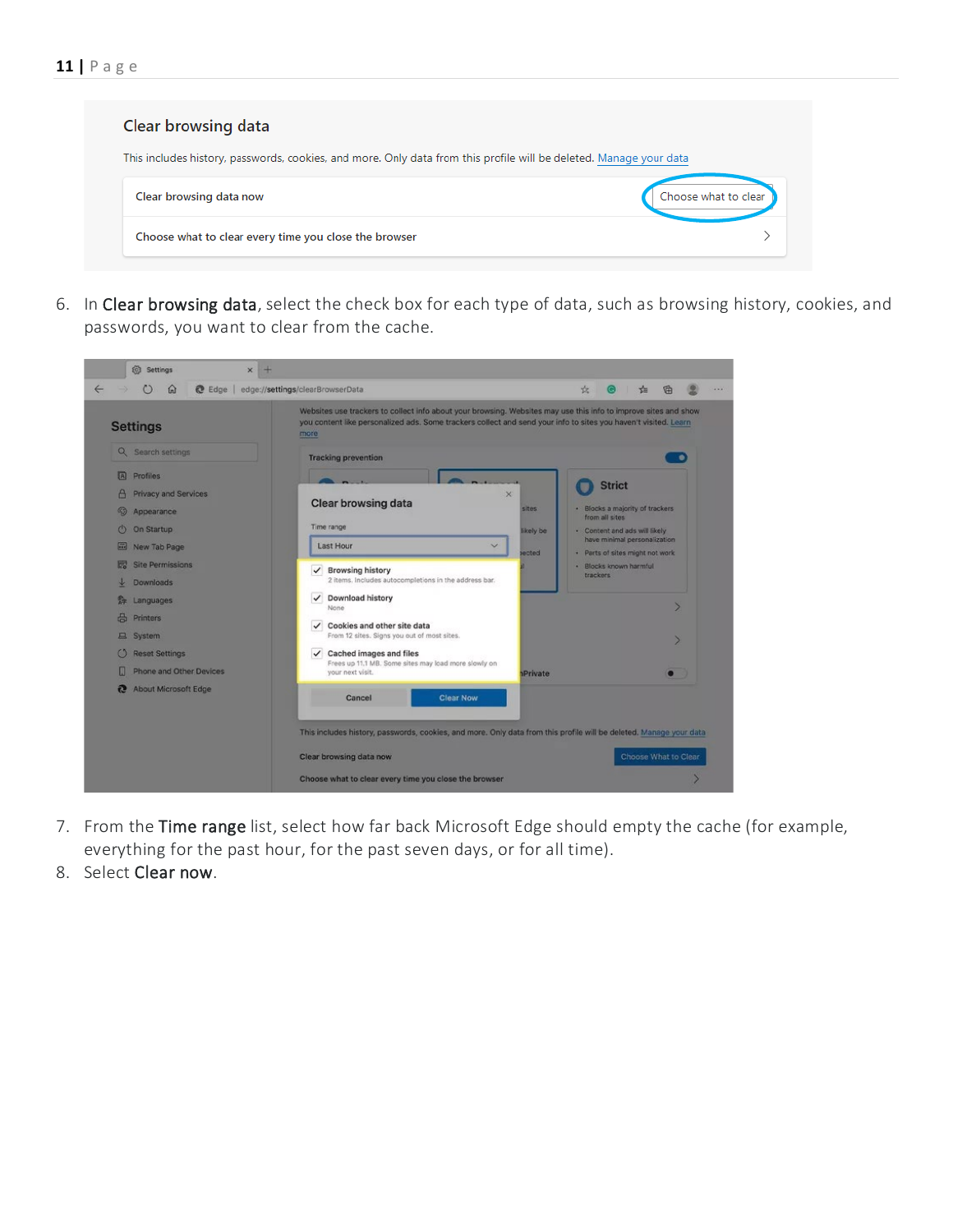6. In **Clear browsing data**, select the check box for each type of data, such as browsing history, cookies, and passwords, you want to clear from the cache.

7. From the **Time range** list, select how far back Microsoft Edge should empty the cache (for example, everything for the past hour, for the past seven days, or for all time).
8. Select **Clear now**.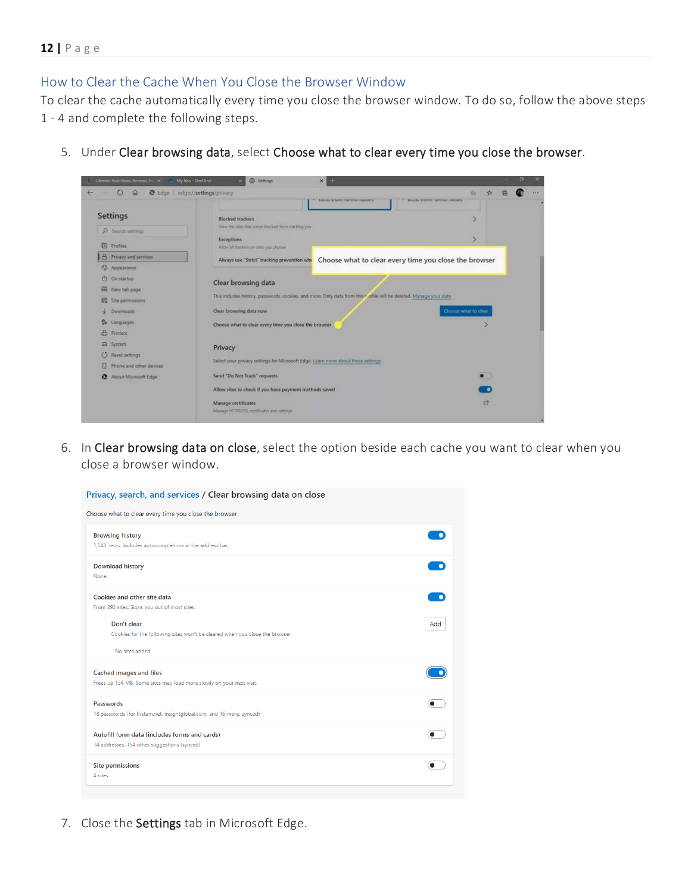## How to Clear the Cache When You Close the Browser Window

To clear the cache automatically every time you close the browser window. To do so, follow the above steps 1 - 4 and complete the following steps.

5. Under **Clear browsing data**, select **Choose what to clear every time you close the browser**.

6. In **Clear browsing data on close**, select the option beside each cache you want to clear when you close a browser window.

7. Close the **Settings** tab in Microsoft Edge.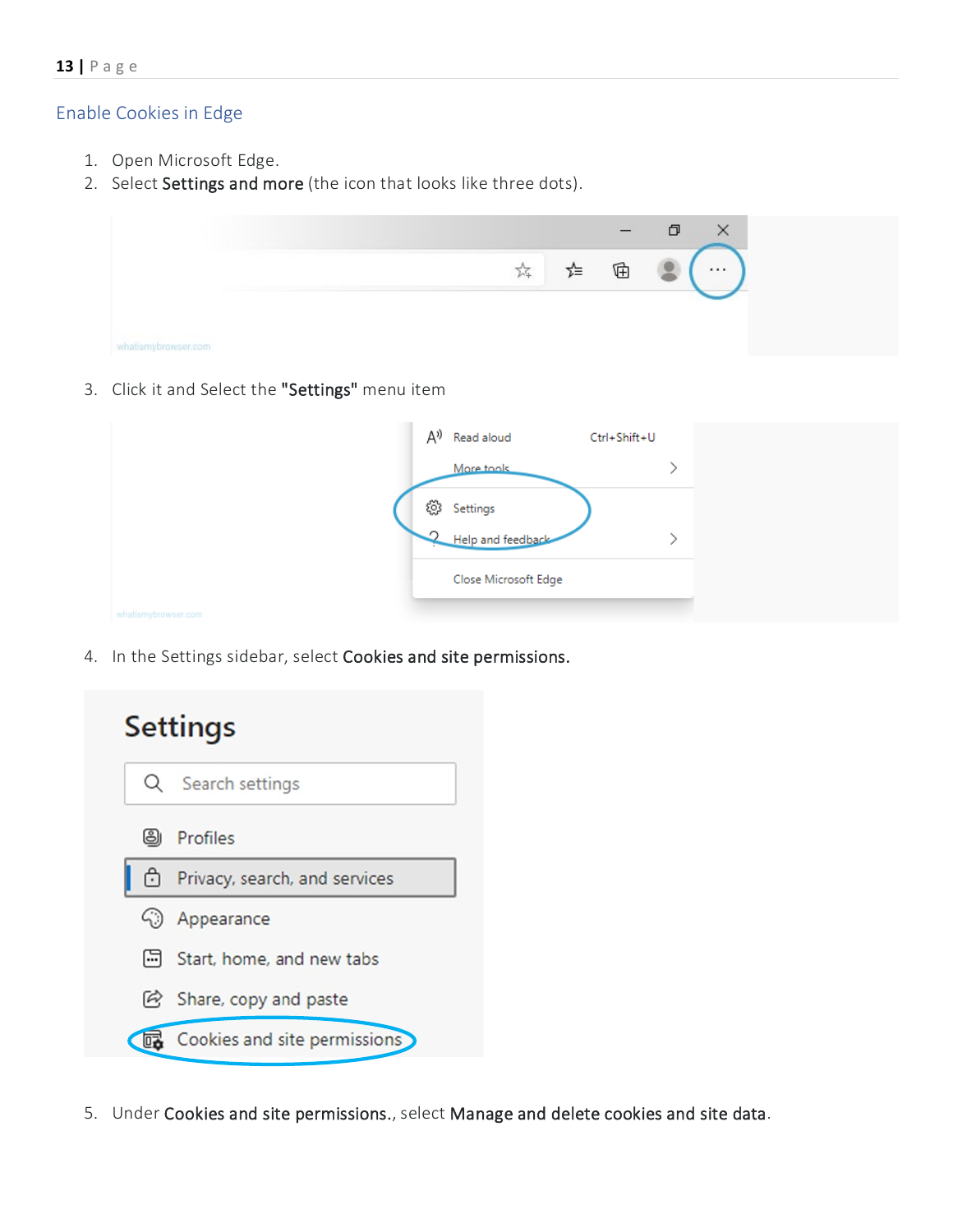## Enable Cookies in Edge

1. Open Microsoft Edge.
2. Select **Settings and more** (the icon that looks like three dots).
3. Click it and Select the **"Settings"** menu item
4. In the Settings sidebar, select **Cookies and site permissions.**
5. Under **Cookies and site permissions.**, select **Manage and delete cookies and site data**.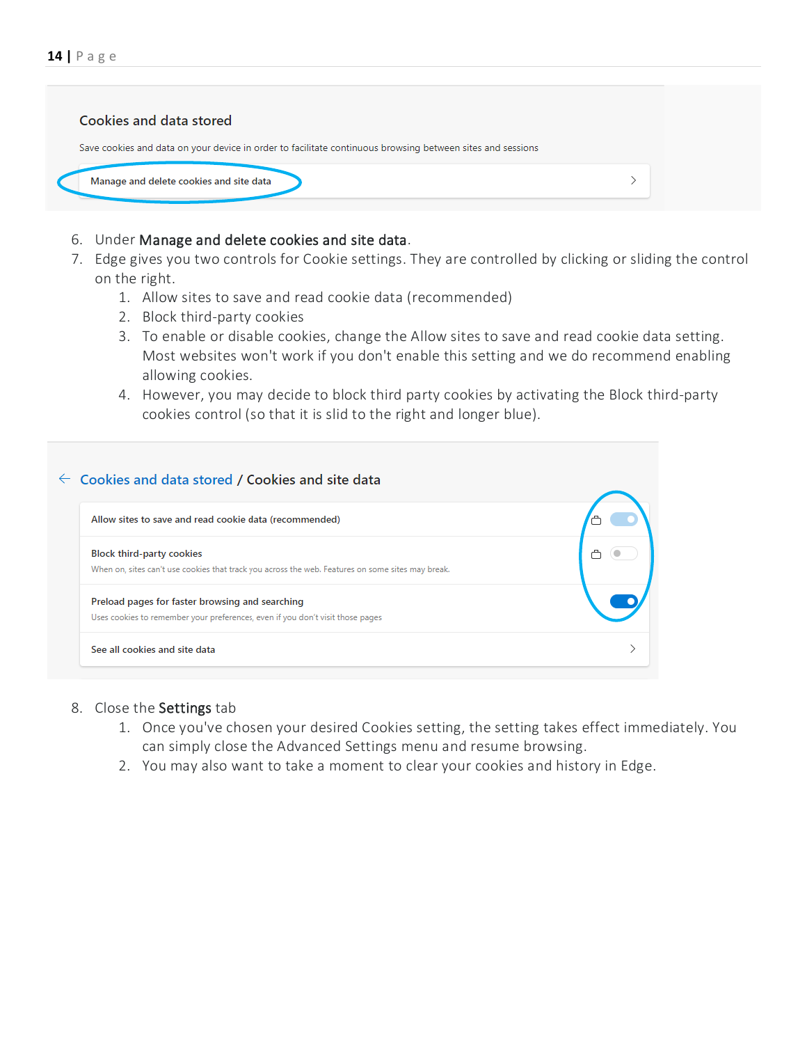Cookies and data stored

Save cookies and data on your device in order to facilitate continuous browsing between sites and sessions

Manage and delete cookies and site data

6. Under **Manage and delete cookies and site data**.
7. Edge gives you two controls for Cookie settings. They are controlled by clicking or sliding the control on the right.
    1. Allow sites to save and read cookie data (recommended)
    2. Block third-party cookies
    3. To enable or disable cookies, change the Allow sites to save and read cookie data setting. Most websites won't work if you don't enable this setting and we do recommend enabling allowing cookies.
    4. However, you may decide to block third party cookies by activating the Block third-party cookies control (so that it is slid to the right and longer blue).

Cookies and data stored / Cookies and site data

Allow sites to save and read cookie data (recommended)

Block third-party cookies
When on, sites can't use cookies that track you across the web. Features on some sites may break.

Preload pages for faster browsing and searching
Uses cookies to remember your preferences, even if you don't visit those pages

See all cookies and site data

8. Close the **Settings** tab
    1. Once you've chosen your desired Cookies setting, the setting takes effect immediately. You can simply close the Advanced Settings menu and resume browsing.
    2. You may also want to take a moment to clear your cookies and history in Edge.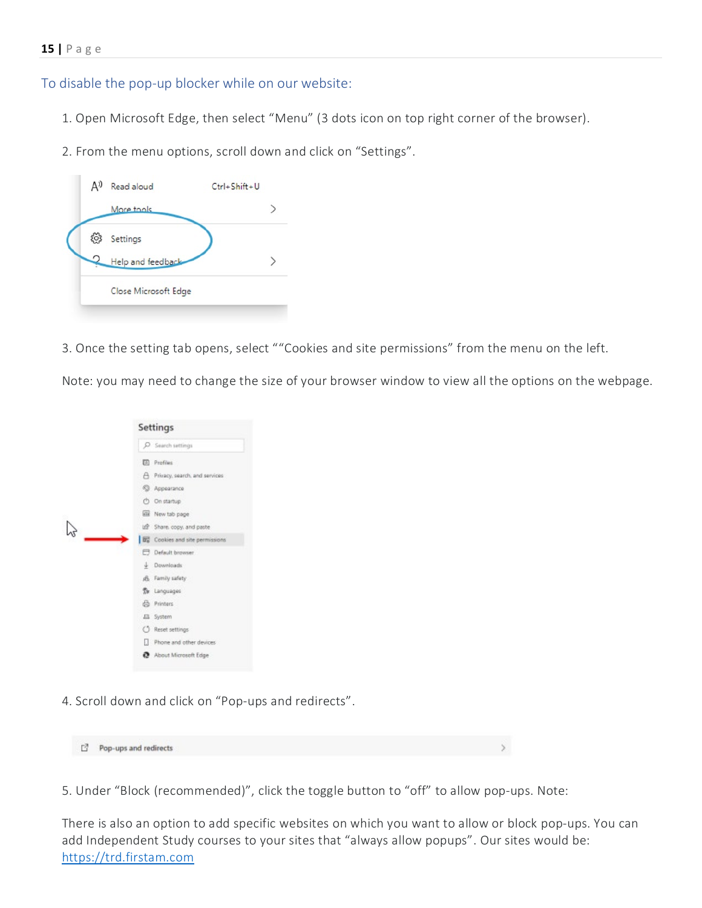## To disable the pop-up blocker while on our website:

1. Open Microsoft Edge, then select "Menu" (3 dots icon on top right corner of the browser).

2. From the menu options, scroll down and click on "Settings".

3. Once the setting tab opens, select ""Cookies and site permissions" from the menu on the left.

Note: you may need to change the size of your browser window to view all the options on the webpage.

4. Scroll down and click on "Pop-ups and redirects".

5. Under "Block (recommended)", click the toggle button to "off" to allow pop-ups. Note:

There is also an option to add specific websites on which you want to allow or block pop-ups. You can add Independent Study courses to your sites that "always allow popups". Our sites would be: https://trd.firstam.com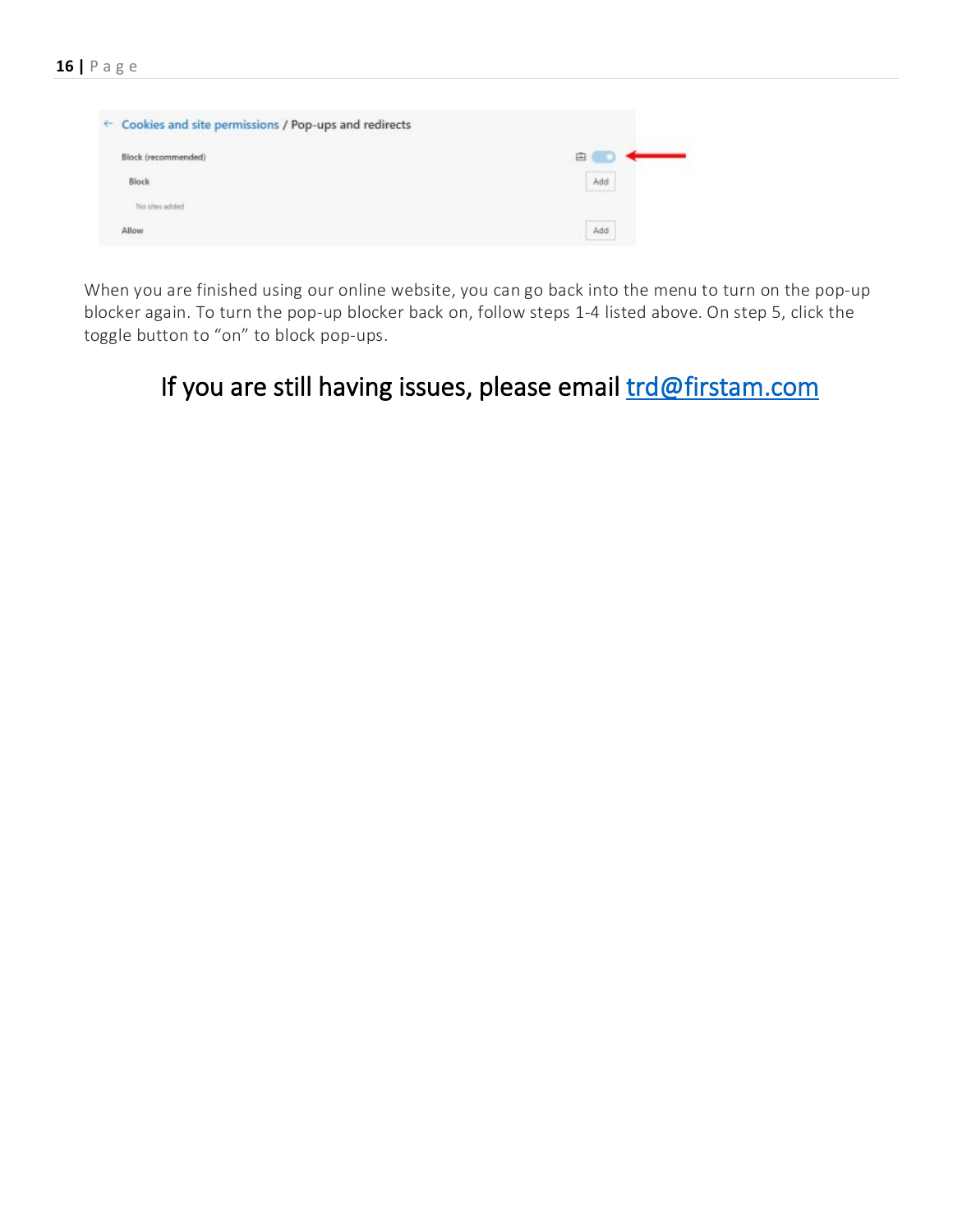When you are finished using our online website, you can go back into the menu to turn on the pop-up blocker again. To turn the pop-up blocker back on, follow steps 1-4 listed above. On step 5, click the toggle button to “on” to block pop-ups.

## If you are still having issues, please email trd@firstam.com